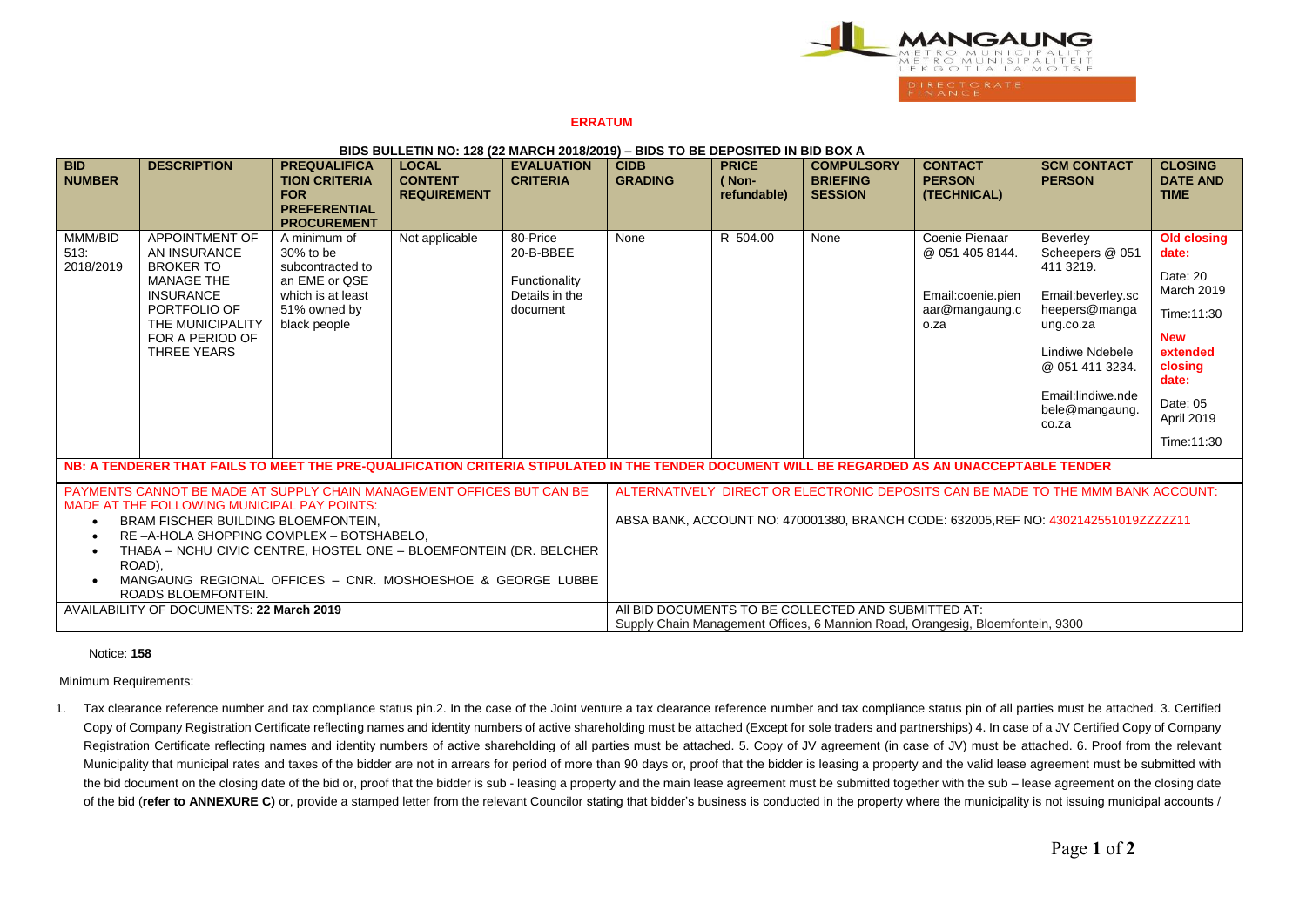**ERRATUM**

**BIDS BULLETIN NO: 128 (22 MARCH 2018/2019) – BIDS TO BE DEPOSITED IN BID BOX A**

| BID NUMBER | DESCRIPTION | PREQUALIFICATION CRITERIA FOR PREFERENTIAL PROCUREMENT | LOCAL CONTENT REQUIREMENT | EVALUATION CRITERIA | CIDB GRADING | PRICE ( Non-refundable) | COMPULSORY BRIEFING SESSION | CONTACT PERSON (TECHNICAL) | SCM CONTACT PERSON | CLOSING DATE AND TIME |
|---|---|---|---|---|---|---|---|---|---|---|
| MMM/BID 513: 2018/2019 | APPOINTMENT OF AN INSURANCE BROKER TO MANAGE THE INSURANCE PORTFOLIO OF THE MUNICIPALITY FOR A PERIOD OF THREE YEARS | A minimum of 30% to be subcontracted to an EME or QSE which is at least 51% owned by black people | Not applicable | 80-Price 20-B-BBEE Functionality Details in the document | None | R 504.00 | None | Coenie Pienaar @ 051 405 8144. Email:coenie.pienaar@mangaung.co.za | Beverley Scheepers @ 051 411 3219. Email:beverley.scheepers@mangaung.co.za Lindiwe Ndebele @ 051 411 3234. Email:lindiwe.ndebele@mangaung.co.za | **Old closing date:** Date: 20 March 2019 Time:11:30 **New extended closing date:** Date: 05 April 2019 Time:11:30 |

**NB: A TENDERER THAT FAILS TO MEET THE PRE-QUALIFICATION CRITERIA STIPULATED IN THE TENDER DOCUMENT WILL BE REGARDED AS AN UNACCEPTABLE TENDER**

PAYMENTS CANNOT BE MADE AT SUPPLY CHAIN MANAGEMENT OFFICES BUT CAN BE MADE AT THE FOLLOWING MUNICIPAL PAY POINTS:

- BRAM FISCHER BUILDING BLOEMFONTEIN,
- RE –A-HOLA SHOPPING COMPLEX – BOTSHABELO,
- THABA – NCHU CIVIC CENTRE, HOSTEL ONE – BLOEMFONTEIN (DR. BELCHER ROAD),
- MANGAUNG REGIONAL OFFICES – CNR. MOSHOESHOE & GEORGE LUBBE ROADS BLOEMFONTEIN.

ALTERNATIVELY DIRECT OR ELECTRONIC DEPOSITS CAN BE MADE TO THE MMM BANK ACCOUNT:

ABSA BANK, ACCOUNT NO: 470001380, BRANCH CODE: 632005,REF NO: 4302142551019ZZZZZ11

AVAILABILITY OF DOCUMENTS: **22 March 2019**

All BID DOCUMENTS TO BE COLLECTED AND SUBMITTED AT:
Supply Chain Management Offices, 6 Mannion Road, Orangesig, Bloemfontein, 9300

Notice: **158**

Minimum Requirements:

1. Tax clearance reference number and tax compliance status pin.2. In the case of the Joint venture a tax clearance reference number and tax compliance status pin of all parties must be attached. 3. Certified Copy of Company Registration Certificate reflecting names and identity numbers of active shareholding must be attached (Except for sole traders and partnerships) 4. In case of a JV Certified Copy of Company Registration Certificate reflecting names and identity numbers of active shareholding of all parties must be attached. 5. Copy of JV agreement (in case of JV) must be attached. 6. Proof from the relevant Municipality that municipal rates and taxes of the bidder are not in arrears for period of more than 90 days or, proof that the bidder is leasing a property and the valid lease agreement must be submitted with the bid document on the closing date of the bid or, proof that the bidder is sub - leasing a property and the main lease agreement must be submitted together with the sub – lease agreement on the closing date of the bid (**refer to ANNEXURE C)** or, provide a stamped letter from the relevant Councilor stating that bidder's business is conducted in the property where the municipality is not issuing municipal accounts /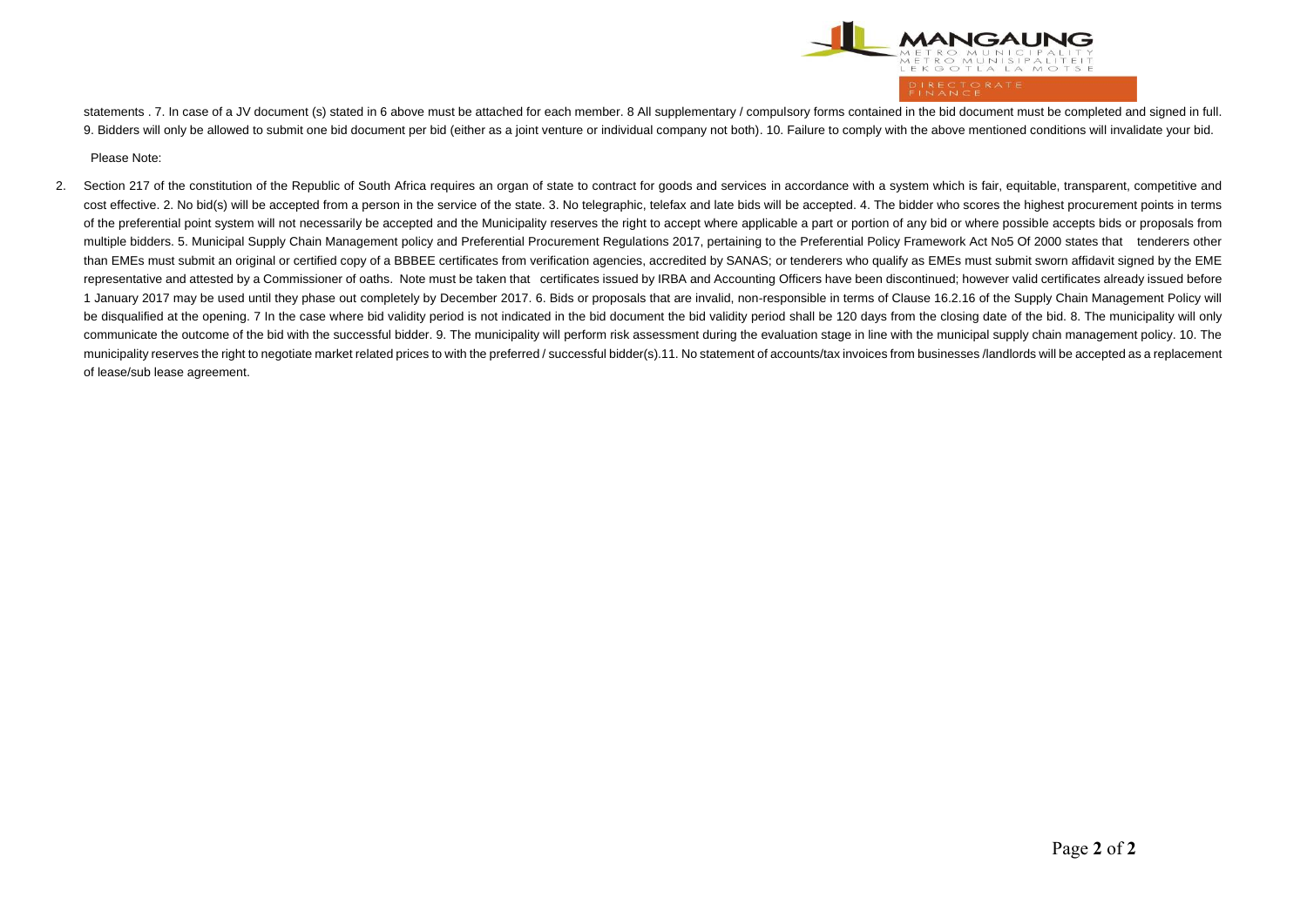statements . 7. In case of a JV document (s) stated in 6 above must be attached for each member. 8 All supplementary / compulsory forms contained in the bid document must be completed and signed in full. 9. Bidders will only be allowed to submit one bid document per bid (either as a joint venture or individual company not both). 10. Failure to comply with the above mentioned conditions will invalidate your bid.

Please Note:

2. Section 217 of the constitution of the Republic of South Africa requires an organ of state to contract for goods and services in accordance with a system which is fair, equitable, transparent, competitive and cost effective. 2. No bid(s) will be accepted from a person in the service of the state. 3. No telegraphic, telefax and late bids will be accepted. 4. The bidder who scores the highest procurement points in terms of the preferential point system will not necessarily be accepted and the Municipality reserves the right to accept where applicable a part or portion of any bid or where possible accepts bids or proposals from multiple bidders. 5. Municipal Supply Chain Management policy and Preferential Procurement Regulations 2017, pertaining to the Preferential Policy Framework Act No5 Of 2000 states that tenderers other than EMEs must submit an original or certified copy of a BBBEE certificates from verification agencies, accredited by SANAS; or tenderers who qualify as EMEs must submit sworn affidavit signed by the EME representative and attested by a Commissioner of oaths. Note must be taken that certificates issued by IRBA and Accounting Officers have been discontinued; however valid certificates already issued before 1 January 2017 may be used until they phase out completely by December 2017. 6. Bids or proposals that are invalid, non-responsible in terms of Clause 16.2.16 of the Supply Chain Management Policy will be disqualified at the opening. 7 In the case where bid validity period is not indicated in the bid document the bid validity period shall be 120 days from the closing date of the bid. 8. The municipality will only communicate the outcome of the bid with the successful bidder. 9. The municipality will perform risk assessment during the evaluation stage in line with the municipal supply chain management policy. 10. The municipality reserves the right to negotiate market related prices to with the preferred / successful bidder(s).11. No statement of accounts/tax invoices from businesses /landlords will be accepted as a replacement of lease/sub lease agreement.